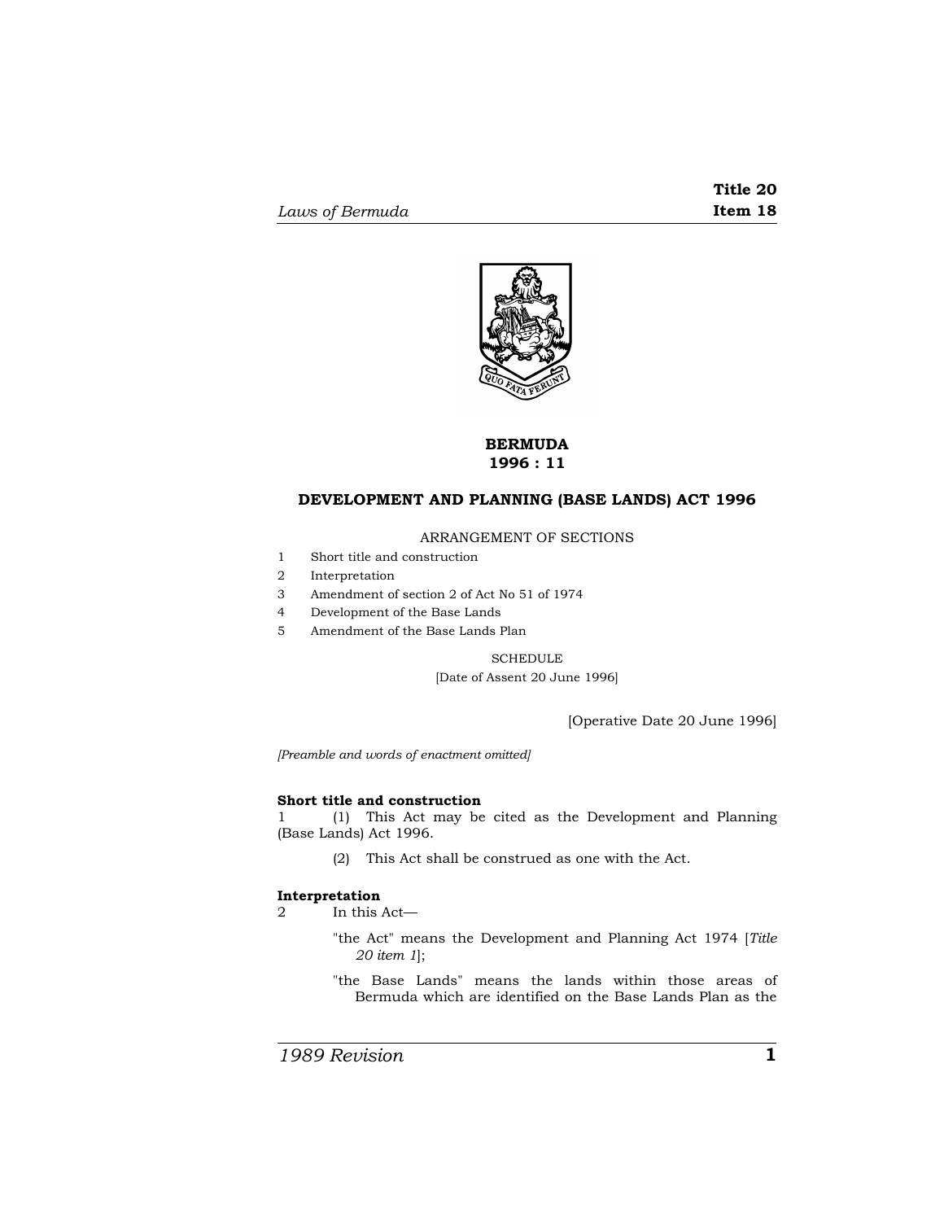# BERMUDA
# 1996 : 11

## DEVELOPMENT AND PLANNING (BASE LANDS) ACT 1996

ARRANGEMENT OF SECTIONS

1 Short title and construction
2 Interpretation
3 Amendment of section 2 of Act No 51 of 1974
4 Development of the Base Lands
5 Amendment of the Base Lands Plan

SCHEDULE

[Date of Assent 20 June 1996]

[Operative Date 20 June 1996]

*[Preamble and words of enactment omitted]*

**Short title and construction**

1 (1) This Act may be cited as the Development and Planning (Base Lands) Act 1996.

(2) This Act shall be construed as one with the Act.

**Interpretation**

2 In this Act—

"the Act" means the Development and Planning Act 1974 [*Title 20 item 1*];

"the Base Lands" means the lands within those areas of Bermuda which are identified on the Base Lands Plan as the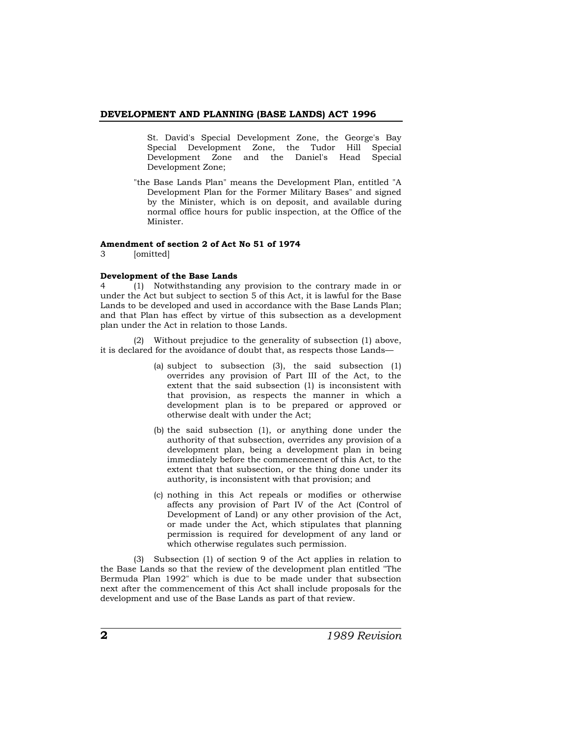St. David's Special Development Zone, the George's Bay Special Development Zone, the Tudor Hill Special Development Zone and the Daniel's Head Special Development Zone;

"the Base Lands Plan" means the Development Plan, entitled "A Development Plan for the Former Military Bases" and signed by the Minister, which is on deposit, and available during normal office hours for public inspection, at the Office of the Minister.

**Amendment of section 2 of Act No 51 of 1974**

3 [omitted]

**Development of the Base Lands**

4 (1) Notwithstanding any provision to the contrary made in or under the Act but subject to section 5 of this Act, it is lawful for the Base Lands to be developed and used in accordance with the Base Lands Plan; and that Plan has effect by virtue of this subsection as a development plan under the Act in relation to those Lands.

(2) Without prejudice to the generality of subsection (1) above, it is declared for the avoidance of doubt that, as respects those Lands—

(a) subject to subsection (3), the said subsection (1) overrides any provision of Part III of the Act, to the extent that the said subsection (1) is inconsistent with that provision, as respects the manner in which a development plan is to be prepared or approved or otherwise dealt with under the Act;

(b) the said subsection (1), or anything done under the authority of that subsection, overrides any provision of a development plan, being a development plan in being immediately before the commencement of this Act, to the extent that that subsection, or the thing done under its authority, is inconsistent with that provision; and

(c) nothing in this Act repeals or modifies or otherwise affects any provision of Part IV of the Act (Control of Development of Land) or any other provision of the Act, or made under the Act, which stipulates that planning permission is required for development of any land or which otherwise regulates such permission.

(3) Subsection (1) of section 9 of the Act applies in relation to the Base Lands so that the review of the development plan entitled "The Bermuda Plan 1992" which is due to be made under that subsection next after the commencement of this Act shall include proposals for the development and use of the Base Lands as part of that review.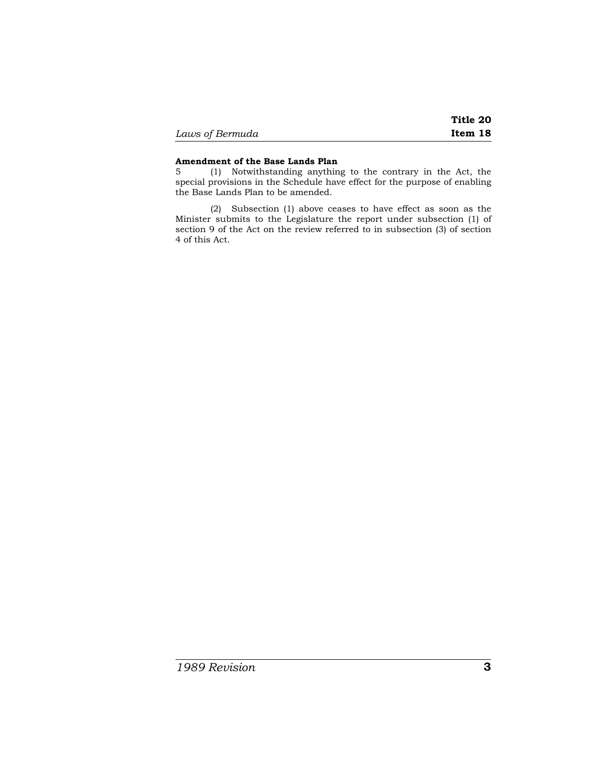**Amendment of the Base Lands Plan**

5 (1) Notwithstanding anything to the contrary in the Act, the special provisions in the Schedule have effect for the purpose of enabling the Base Lands Plan to be amended.

(2) Subsection (1) above ceases to have effect as soon as the Minister submits to the Legislature the report under subsection (1) of section 9 of the Act on the review referred to in subsection (3) of section 4 of this Act.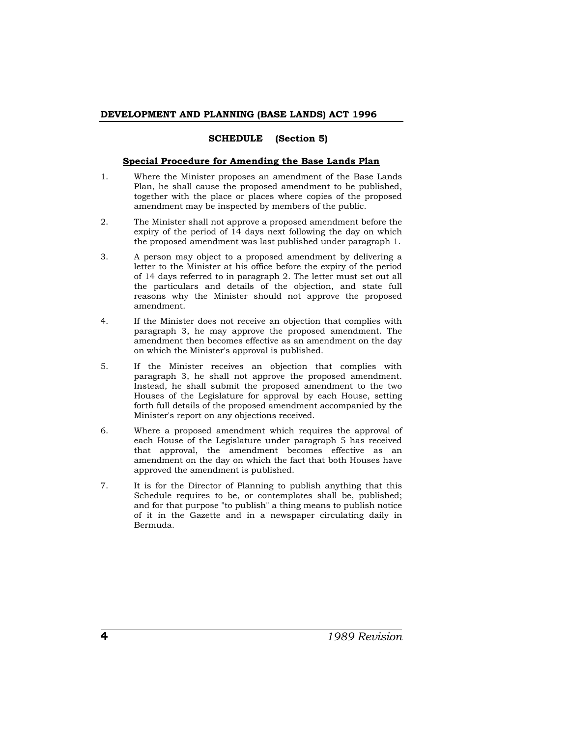## SCHEDULE (Section 5)

### Special Procedure for Amending the Base Lands Plan

1. Where the Minister proposes an amendment of the Base Lands Plan, he shall cause the proposed amendment to be published, together with the place or places where copies of the proposed amendment may be inspected by members of the public.

2. The Minister shall not approve a proposed amendment before the expiry of the period of 14 days next following the day on which the proposed amendment was last published under paragraph 1.

3. A person may object to a proposed amendment by delivering a letter to the Minister at his office before the expiry of the period of 14 days referred to in paragraph 2. The letter must set out all the particulars and details of the objection, and state full reasons why the Minister should not approve the proposed amendment.

4. If the Minister does not receive an objection that complies with paragraph 3, he may approve the proposed amendment. The amendment then becomes effective as an amendment on the day on which the Minister's approval is published.

5. If the Minister receives an objection that complies with paragraph 3, he shall not approve the proposed amendment. Instead, he shall submit the proposed amendment to the two Houses of the Legislature for approval by each House, setting forth full details of the proposed amendment accompanied by the Minister's report on any objections received.

6. Where a proposed amendment which requires the approval of each House of the Legislature under paragraph 5 has received that approval, the amendment becomes effective as an amendment on the day on which the fact that both Houses have approved the amendment is published.

7. It is for the Director of Planning to publish anything that this Schedule requires to be, or contemplates shall be, published; and for that purpose "to publish" a thing means to publish notice of it in the Gazette and in a newspaper circulating daily in Bermuda.